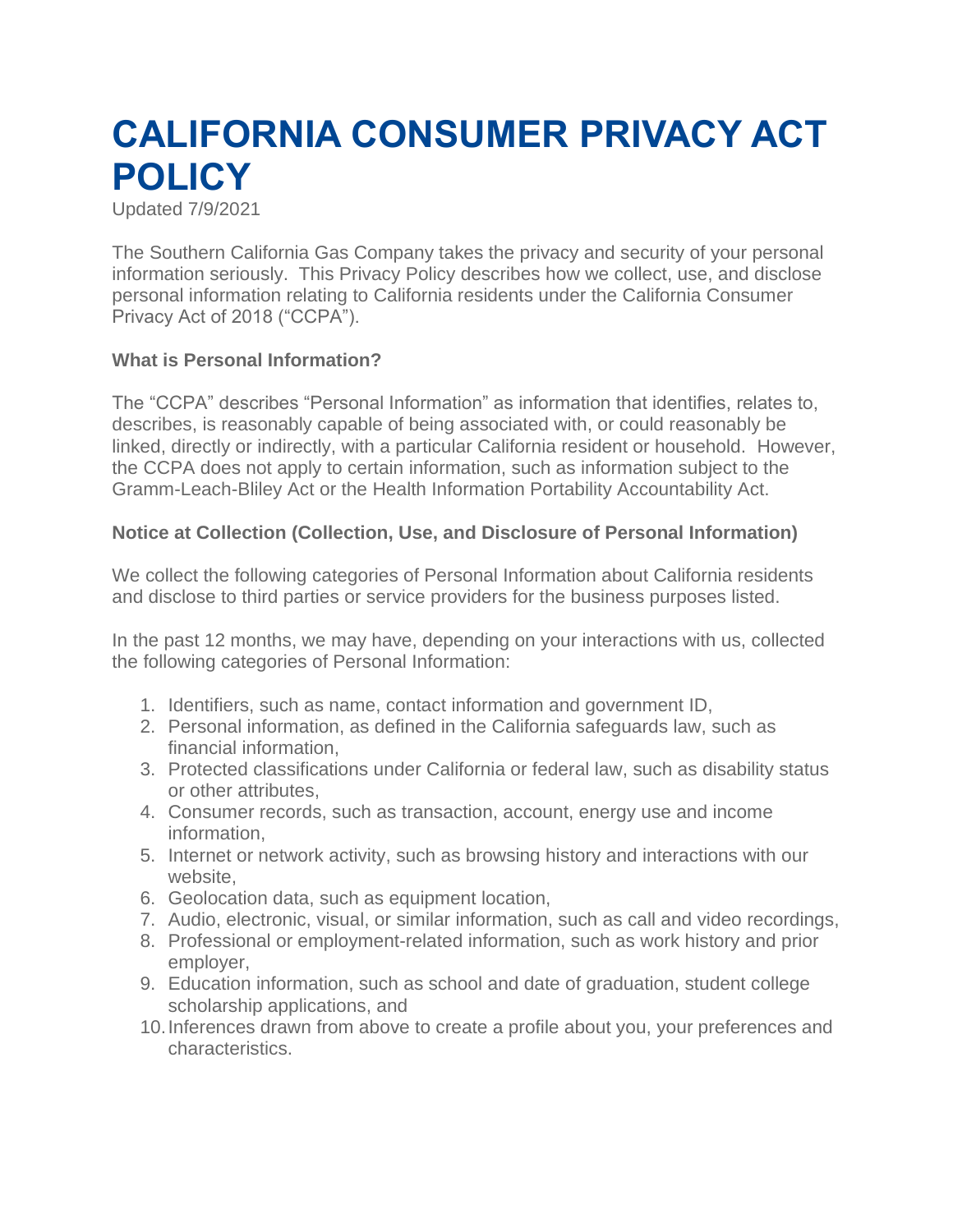# CALIFORNIA CONSUMER PRIVACY ACT POLICY

Updated 7/9/2021

The Southern California Gas Company takes the privacy and security of your personal information seriously. This Privacy Policy describes how we collect, use, and disclose personal information relating to California residents under the California Consumer Privacy Act of 2018 ("CCPA").

### What is Personal Information?

The "CCPA" describes "Personal Information" as information that identifies, relates to, describes, is reasonably capable of being associated with, or could reasonably be linked, directly or indirectly, with a particular California resident or household. However, the CCPA does not apply to certain information, such as information subject to the Gramm-Leach-Bliley Act or the Health Information Portability Accountability Act.

### Notice at Collection (Collection, Use, and Disclosure of Personal Information)

We collect the following categories of Personal Information about California residents and disclose to third parties or service providers for the business purposes listed.

In the past 12 months, we may have, depending on your interactions with us, collected the following categories of Personal Information:

1. Identifiers, such as name, contact information and government ID,
2. Personal information, as defined in the California safeguards law, such as financial information,
3. Protected classifications under California or federal law, such as disability status or other attributes,
4. Consumer records, such as transaction, account, energy use and income information,
5. Internet or network activity, such as browsing history and interactions with our website,
6. Geolocation data, such as equipment location,
7. Audio, electronic, visual, or similar information, such as call and video recordings,
8. Professional or employment-related information, such as work history and prior employer,
9. Education information, such as school and date of graduation, student college scholarship applications, and
10. Inferences drawn from above to create a profile about you, your preferences and characteristics.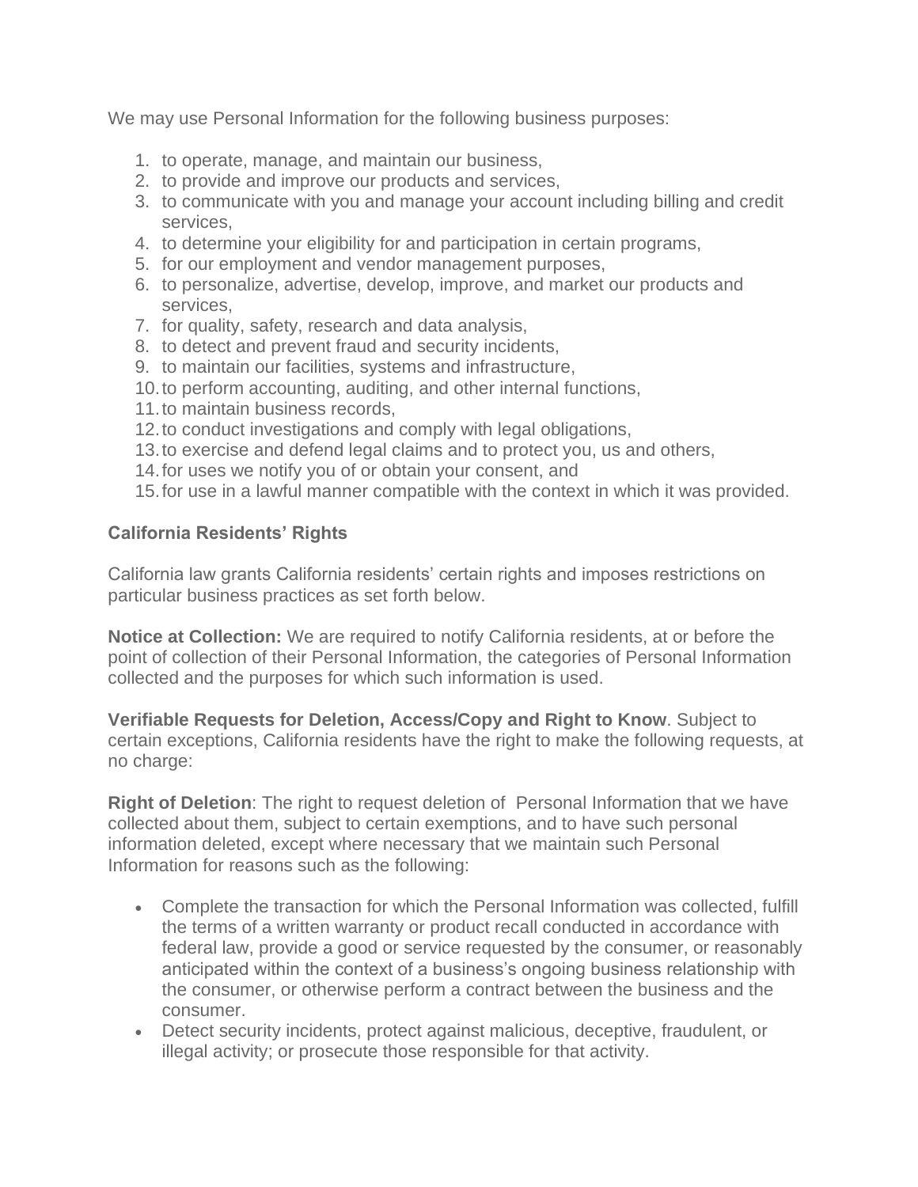We may use Personal Information for the following business purposes:

1. to operate, manage, and maintain our business,
2. to provide and improve our products and services,
3. to communicate with you and manage your account including billing and credit services,
4. to determine your eligibility for and participation in certain programs,
5. for our employment and vendor management purposes,
6. to personalize, advertise, develop, improve, and market our products and services,
7. for quality, safety, research and data analysis,
8. to detect and prevent fraud and security incidents,
9. to maintain our facilities, systems and infrastructure,
10. to perform accounting, auditing, and other internal functions,
11. to maintain business records,
12. to conduct investigations and comply with legal obligations,
13. to exercise and defend legal claims and to protect you, us and others,
14. for uses we notify you of or obtain your consent, and
15. for use in a lawful manner compatible with the context in which it was provided.

### California Residents' Rights

California law grants California residents' certain rights and imposes restrictions on particular business practices as set forth below.

**Notice at Collection:** We are required to notify California residents, at or before the point of collection of their Personal Information, the categories of Personal Information collected and the purposes for which such information is used.

**Verifiable Requests for Deletion, Access/Copy and Right to Know**. Subject to certain exceptions, California residents have the right to make the following requests, at no charge:

**Right of Deletion**: The right to request deletion of Personal Information that we have collected about them, subject to certain exemptions, and to have such personal information deleted, except where necessary that we maintain such Personal Information for reasons such as the following:

- Complete the transaction for which the Personal Information was collected, fulfill the terms of a written warranty or product recall conducted in accordance with federal law, provide a good or service requested by the consumer, or reasonably anticipated within the context of a business's ongoing business relationship with the consumer, or otherwise perform a contract between the business and the consumer.
- Detect security incidents, protect against malicious, deceptive, fraudulent, or illegal activity; or prosecute those responsible for that activity.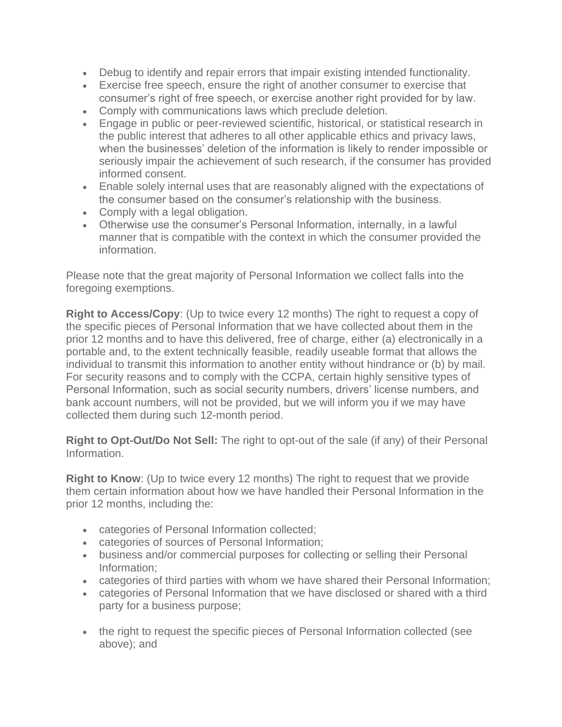- Debug to identify and repair errors that impair existing intended functionality.
- Exercise free speech, ensure the right of another consumer to exercise that consumer's right of free speech, or exercise another right provided for by law.
- Comply with communications laws which preclude deletion.
- Engage in public or peer-reviewed scientific, historical, or statistical research in the public interest that adheres to all other applicable ethics and privacy laws, when the businesses' deletion of the information is likely to render impossible or seriously impair the achievement of such research, if the consumer has provided informed consent.
- Enable solely internal uses that are reasonably aligned with the expectations of the consumer based on the consumer's relationship with the business.
- Comply with a legal obligation.
- Otherwise use the consumer's Personal Information, internally, in a lawful manner that is compatible with the context in which the consumer provided the information.

Please note that the great majority of Personal Information we collect falls into the foregoing exemptions.

**Right to Access/Copy**: (Up to twice every 12 months) The right to request a copy of the specific pieces of Personal Information that we have collected about them in the prior 12 months and to have this delivered, free of charge, either (a) electronically in a portable and, to the extent technically feasible, readily useable format that allows the individual to transmit this information to another entity without hindrance or (b) by mail. For security reasons and to comply with the CCPA, certain highly sensitive types of Personal Information, such as social security numbers, drivers' license numbers, and bank account numbers, will not be provided, but we will inform you if we may have collected them during such 12-month period.

**Right to Opt-Out/Do Not Sell:** The right to opt-out of the sale (if any) of their Personal Information.

**Right to Know**: (Up to twice every 12 months) The right to request that we provide them certain information about how we have handled their Personal Information in the prior 12 months, including the:

- categories of Personal Information collected;
- categories of sources of Personal Information;
- business and/or commercial purposes for collecting or selling their Personal Information;
- categories of third parties with whom we have shared their Personal Information;
- categories of Personal Information that we have disclosed or shared with a third party for a business purpose;
- the right to request the specific pieces of Personal Information collected (see above); and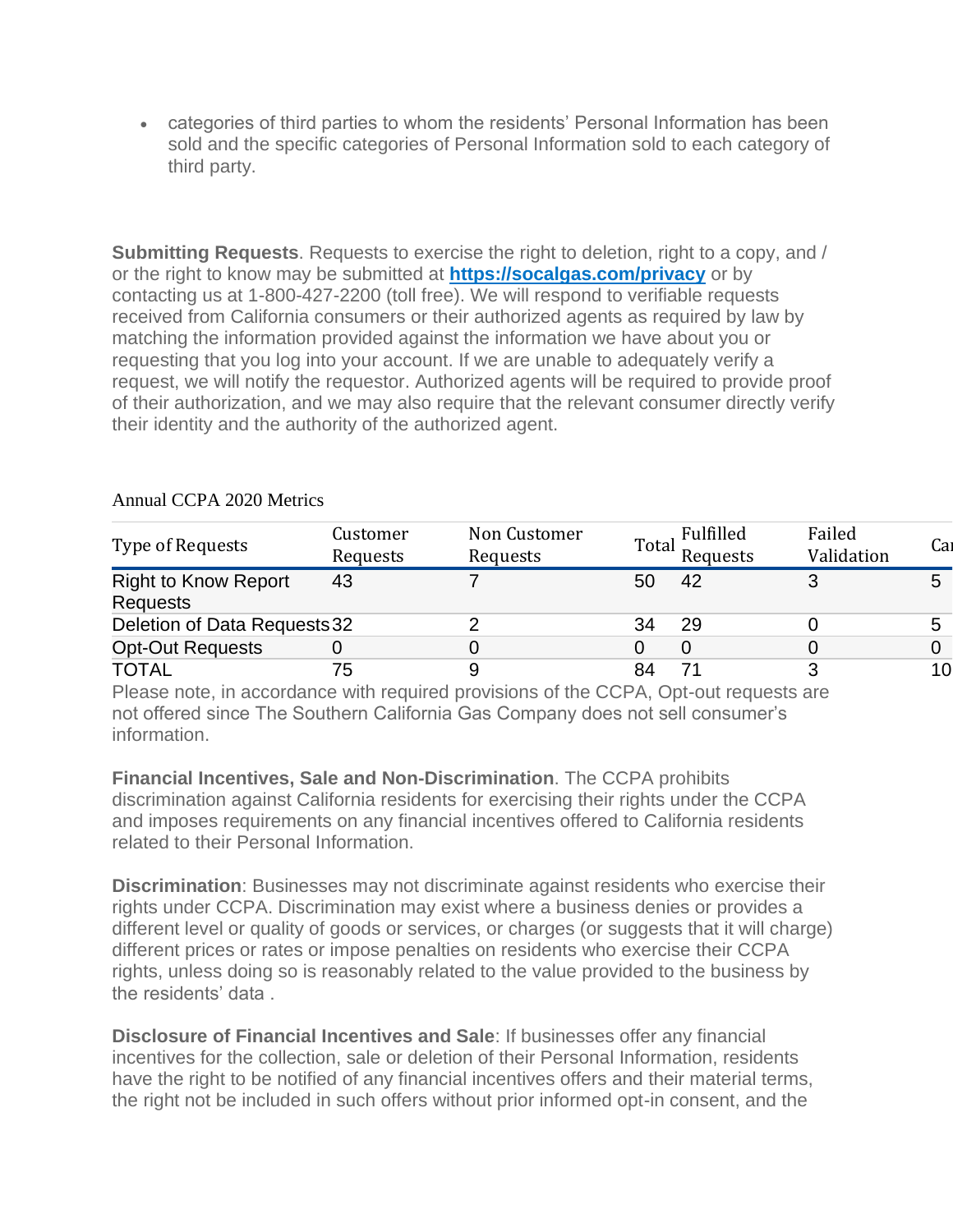- categories of third parties to whom the residents' Personal Information has been sold and the specific categories of Personal Information sold to each category of third party.

**Submitting Requests**. Requests to exercise the right to deletion, right to a copy, and / or the right to know may be submitted at **https://socalgas.com/privacy** or by contacting us at 1-800-427-2200 (toll free). We will respond to verifiable requests received from California consumers or their authorized agents as required by law by matching the information provided against the information we have about you or requesting that you log into your account. If we are unable to adequately verify a request, we will notify the requestor. Authorized agents will be required to provide proof of their authorization, and we may also require that the relevant consumer directly verify their identity and the authority of the authorized agent.

Annual CCPA 2020 Metrics

| Type of Requests | Customer Requests | Non Customer Requests | Total | Fulfilled Requests | Failed Validation | Ca |
|---|---|---|---|---|---|---|
| Right to Know Report Requests | 43 | 7 | 50 | 42 | 3 | 5 |
| Deletion of Data Requests | 32 | 2 | 34 | 29 | 0 | 5 |
| Opt-Out Requests | 0 | 0 | 0 | 0 | 0 | 0 |
| TOTAL | 75 | 9 | 84 | 71 | 3 | 10 |

Please note, in accordance with required provisions of the CCPA, Opt-out requests are not offered since The Southern California Gas Company does not sell consumer's information.

**Financial Incentives, Sale and Non-Discrimination**. The CCPA prohibits discrimination against California residents for exercising their rights under the CCPA and imposes requirements on any financial incentives offered to California residents related to their Personal Information.

**Discrimination**: Businesses may not discriminate against residents who exercise their rights under CCPA. Discrimination may exist where a business denies or provides a different level or quality of goods or services, or charges (or suggests that it will charge) different prices or rates or impose penalties on residents who exercise their CCPA rights, unless doing so is reasonably related to the value provided to the business by the residents' data .

**Disclosure of Financial Incentives and Sale**: If businesses offer any financial incentives for the collection, sale or deletion of their Personal Information, residents have the right to be notified of any financial incentives offers and their material terms, the right not be included in such offers without prior informed opt-in consent, and the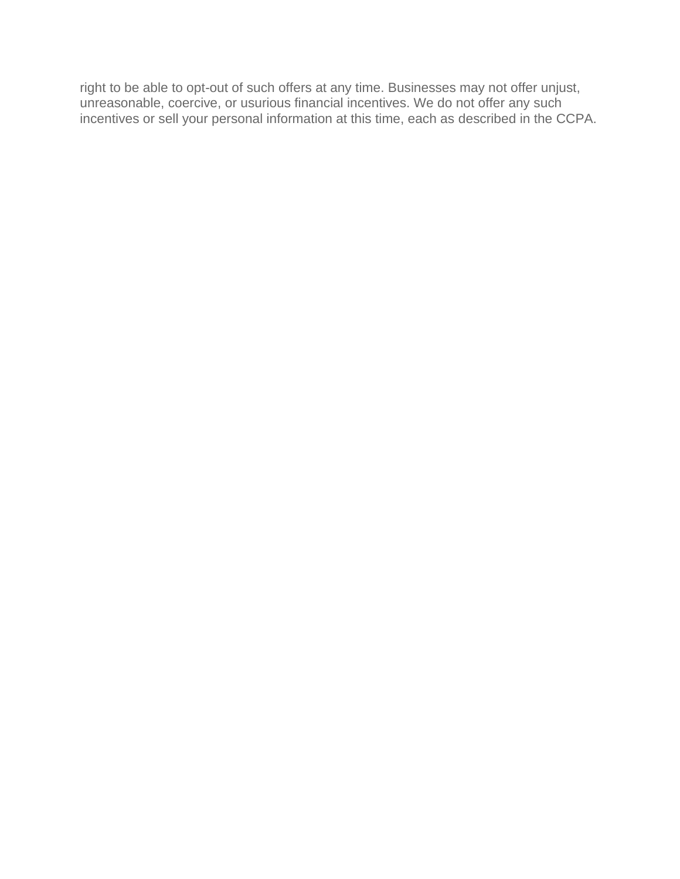right to be able to opt-out of such offers at any time. Businesses may not offer unjust, unreasonable, coercive, or usurious financial incentives. We do not offer any such incentives or sell your personal information at this time, each as described in the CCPA.